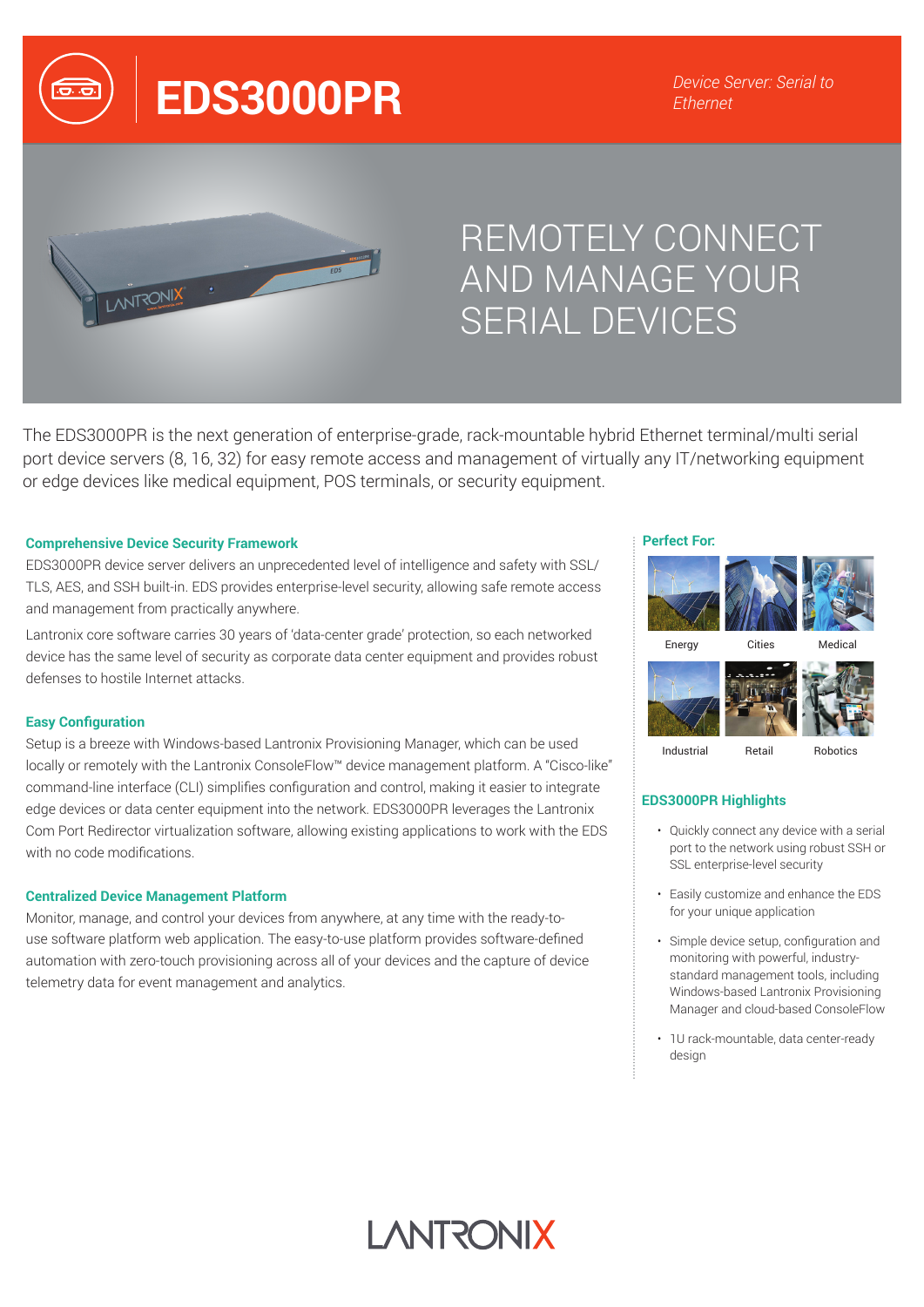# EDS3000PR

*Device Server: Serial to Ethernet*

## REMOTELY CONNECT AND MANAGE YOUR SERIAL DEVICES

The EDS3000PR is the next generation of enterprise-grade, rack-mountable hybrid Ethernet terminal/multi serial port device servers (8, 16, 32) for easy remote access and management of virtually any IT/networking equipment or edge devices like medical equipment, POS terminals, or security equipment.

### Comprehensive Device Security Framework

EDS3000PR device server delivers an unprecedented level of intelligence and safety with SSL/TLS, AES, and SSH built-in. EDS provides enterprise-level security, allowing safe remote access and management from practically anywhere.

Lantronix core software carries 30 years of 'data-center grade' protection, so each networked device has the same level of security as corporate data center equipment and provides robust defenses to hostile Internet attacks.

### Easy Configuration

Setup is a breeze with Windows-based Lantronix Provisioning Manager, which can be used locally or remotely with the Lantronix ConsoleFlow™ device management platform. A "Cisco-like" command-line interface (CLI) simplifies configuration and control, making it easier to integrate edge devices or data center equipment into the network. EDS3000PR leverages the Lantronix Com Port Redirector virtualization software, allowing existing applications to work with the EDS with no code modifications.

### Centralized Device Management Platform

Monitor, manage, and control your devices from anywhere, at any time with the ready-to-use software platform web application. The easy-to-use platform provides software-defined automation with zero-touch provisioning across all of your devices and the capture of device telemetry data for event management and analytics.

### Perfect For:

Energy, Cities, Medical, Industrial, Retail, Robotics

### EDS3000PR Highlights

- Quickly connect any device with a serial port to the network using robust SSH or SSL enterprise-level security
- Easily customize and enhance the EDS for your unique application
- Simple device setup, configuration and monitoring with powerful, industry-standard management tools, including Windows-based Lantronix Provisioning Manager and cloud-based ConsoleFlow
- 1U rack-mountable, data center-ready design

LANTRONIX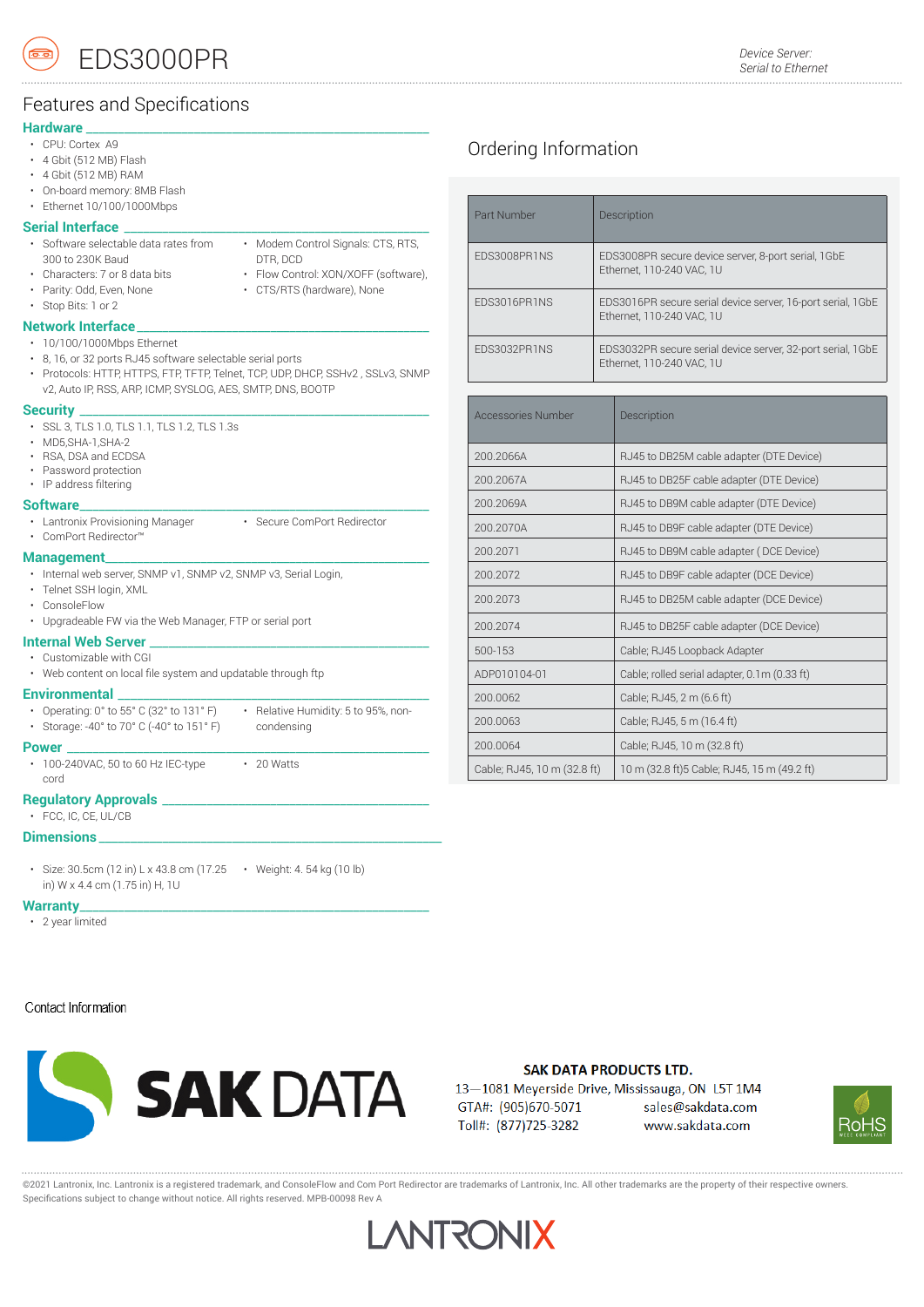# EDS3000PR

*Device Server: Serial to Ethernet*

## Features and Specifications

### Hardware

- CPU: Cortex A9
- 4 Gbit (512 MB) Flash
- 4 Gbit (512 MB) RAM
- On-board memory: 8MB Flash
- Ethernet 10/100/1000Mbps

### Serial Interface

- Software selectable data rates from 300 to 230K Baud
- Characters: 7 or 8 data bits
- Parity: Odd, Even, None
- Stop Bits: 1 or 2
- Modem Control Signals: CTS, RTS, DTR, DCD
- Flow Control: XON/XOFF (software), CTS/RTS (hardware), None

### Network Interface

- 10/100/1000Mbps Ethernet
- 8, 16, or 32 ports RJ45 software selectable serial ports
- Protocols: HTTP, HTTPS, FTP, TFTP, Telnet, TCP, UDP, DHCP, SSHv2 , SSLv3, SNMP v2, Auto IP, RSS, ARP, ICMP, SYSLOG, AES, SMTP, DNS, BOOTP

### Security

- SSL 3, TLS 1.0, TLS 1.1, TLS 1.2, TLS 1.3s
- MD5,SHA-1,SHA-2
- RSA, DSA and ECDSA
- Password protection
- IP address filtering

### Software

- Lantronix Provisioning Manager
- ComPort Redirector™
- Secure ComPort Redirector

### Management

- Internal web server, SNMP v1, SNMP v2, SNMP v3, Serial Login, Telnet SSH login, XML
- ConsoleFlow
- Upgradeable FW via the Web Manager, FTP or serial port

### Internal Web Server

- Customizable with CGI
- Web content on local file system and updatable through ftp

### Environmental

- Operating: 0° to 55° C (32° to 131° F)
- Storage: -40° to 70° C (-40° to 151° F)
- Relative Humidity: 5 to 95%, non-condensing

### Power

- 100-240VAC, 50 to 60 Hz IEC-type cord
- 20 Watts

### Regulatory Approvals

- FCC, IC, CE, UL/CB

### Dimensions

- Size: 30.5cm (12 in) L x 43.8 cm (17.25 in) W x 4.4 cm (1.75 in) H, 1U
- Weight: 4. 54 kg (10 lb)

### Warranty

- 2 year limited

## Ordering Information

| Part Number | Description |
|---|---|
| EDS3008PR1NS | EDS3008PR secure device server, 8-port serial, 1GbE Ethernet, 110-240 VAC, 1U |
| EDS3016PR1NS | EDS3016PR secure serial device server, 16-port serial, 1GbE Ethernet, 110-240 VAC, 1U |
| EDS3032PR1NS | EDS3032PR secure serial device server, 32-port serial, 1GbE Ethernet, 110-240 VAC, 1U |

| Accessories Number | Description |
|---|---|
| 200.2066A | RJ45 to DB25M cable adapter (DTE Device) |
| 200.2067A | RJ45 to DB25F cable adapter (DTE Device) |
| 200.2069A | RJ45 to DB9M cable adapter (DTE Device) |
| 200.2070A | RJ45 to DB9F cable adapter (DTE Device) |
| 200.2071 | RJ45 to DB9M cable adapter ( DCE Device) |
| 200.2072 | RJ45 to DB9F cable adapter (DCE Device) |
| 200.2073 | RJ45 to DB25M cable adapter (DCE Device) |
| 200.2074 | RJ45 to DB25F cable adapter (DCE Device) |
| 500-153 | Cable; RJ45 Loopback Adapter |
| ADP010104-01 | Cable; rolled serial adapter, 0.1m (0.33 ft) |
| 200.0062 | Cable; RJ45, 2 m (6.6 ft) |
| 200.0063 | Cable; RJ45, 5 m (16.4 ft) |
| 200.0064 | Cable; RJ45, 10 m (32.8 ft) |
| Cable; RJ45, 10 m (32.8 ft) | 10 m (32.8 ft)5 Cable; RJ45, 15 m (49.2 ft) |

Contact Information

SAK DATA

**SAK DATA PRODUCTS LTD.**

13—1081 Meyerside Drive, Mississauga, ON L5T 1M4

GTA#: (905)670-5071 sales@sakdata.com

Toll#: (877)725-3282 www.sakdata.com

RoHS

©2021 Lantronix, Inc. Lantronix is a registered trademark, and ConsoleFlow and Com Port Redirector are trademarks of Lantronix, Inc. All other trademarks are the property of their respective owners. Specifications subject to change without notice. All rights reserved. MPB-00098 Rev A

LANTRONIX